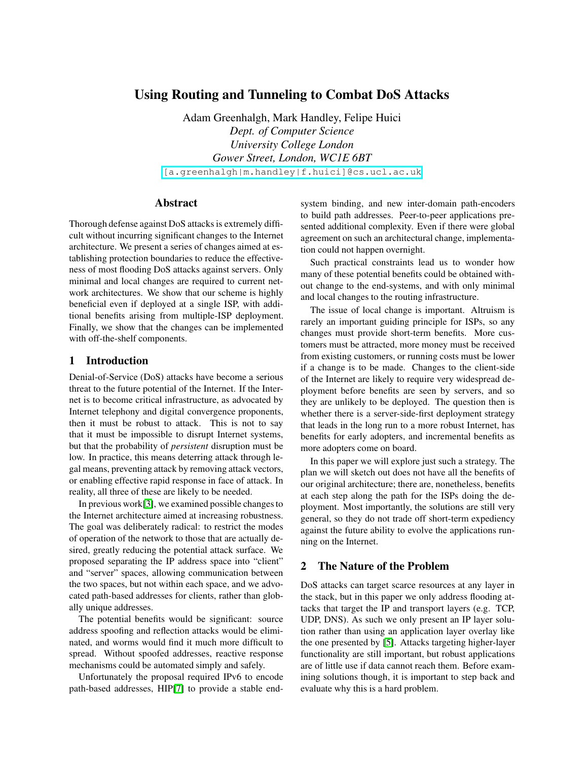# Using Routing and Tunneling to Combat DoS Attacks

Adam Greenhalgh, Mark Handley, Felipe Huici
*Dept. of Computer Science*
*University College London*
*Gower Street, London, WC1E 6BT*
[a.greenhalgh|m.handley|f.huici]@cs.ucl.ac.uk

## Abstract

Thorough defense against DoS attacks is extremely difficult without incurring significant changes to the Internet architecture. We present a series of changes aimed at establishing protection boundaries to reduce the effectiveness of most flooding DoS attacks against servers. Only minimal and local changes are required to current network architectures. We show that our scheme is highly beneficial even if deployed at a single ISP, with additional benefits arising from multiple-ISP deployment. Finally, we show that the changes can be implemented with off-the-shelf components.

## 1 Introduction

Denial-of-Service (DoS) attacks have become a serious threat to the future potential of the Internet. If the Internet is to become critical infrastructure, as advocated by Internet telephony and digital convergence proponents, then it must be robust to attack. This is not to say that it must be impossible to disrupt Internet systems, but that the probability of *persistent* disruption must be low. In practice, this means deterring attack through legal means, preventing attack by removing attack vectors, or enabling effective rapid response in face of attack. In reality, all three of these are likely to be needed.

In previous work[3], we examined possible changes to the Internet architecture aimed at increasing robustness. The goal was deliberately radical: to restrict the modes of operation of the network to those that are actually desired, greatly reducing the potential attack surface. We proposed separating the IP address space into "client" and "server" spaces, allowing communication between the two spaces, but not within each space, and we advocated path-based addresses for clients, rather than globally unique addresses.

The potential benefits would be significant: source address spoofing and reflection attacks would be eliminated, and worms would find it much more difficult to spread. Without spoofed addresses, reactive response mechanisms could be automated simply and safely.

Unfortunately the proposal required IPv6 to encode path-based addresses, HIP[7] to provide a stable end-system binding, and new inter-domain path-encoders to build path addresses. Peer-to-peer applications presented additional complexity. Even if there were global agreement on such an architectural change, implementation could not happen overnight.

Such practical constraints lead us to wonder how many of these potential benefits could be obtained without change to the end-systems, and with only minimal and local changes to the routing infrastructure.

The issue of local change is important. Altruism is rarely an important guiding principle for ISPs, so any changes must provide short-term benefits. More customers must be attracted, more money must be received from existing customers, or running costs must be lower if a change is to be made. Changes to the client-side of the Internet are likely to require very widespread deployment before benefits are seen by servers, and so they are unlikely to be deployed. The question then is whether there is a server-side-first deployment strategy that leads in the long run to a more robust Internet, has benefits for early adopters, and incremental benefits as more adopters come on board.

In this paper we will explore just such a strategy. The plan we will sketch out does not have all the benefits of our original architecture; there are, nonetheless, benefits at each step along the path for the ISPs doing the deployment. Most importantly, the solutions are still very general, so they do not trade off short-term expediency against the future ability to evolve the applications running on the Internet.

## 2 The Nature of the Problem

DoS attacks can target scarce resources at any layer in the stack, but in this paper we only address flooding attacks that target the IP and transport layers (e.g. TCP, UDP, DNS). As such we only present an IP layer solution rather than using an application layer overlay like the one presented by [5]. Attacks targeting higher-layer functionality are still important, but robust applications are of little use if data cannot reach them. Before examining solutions though, it is important to step back and evaluate why this is a hard problem.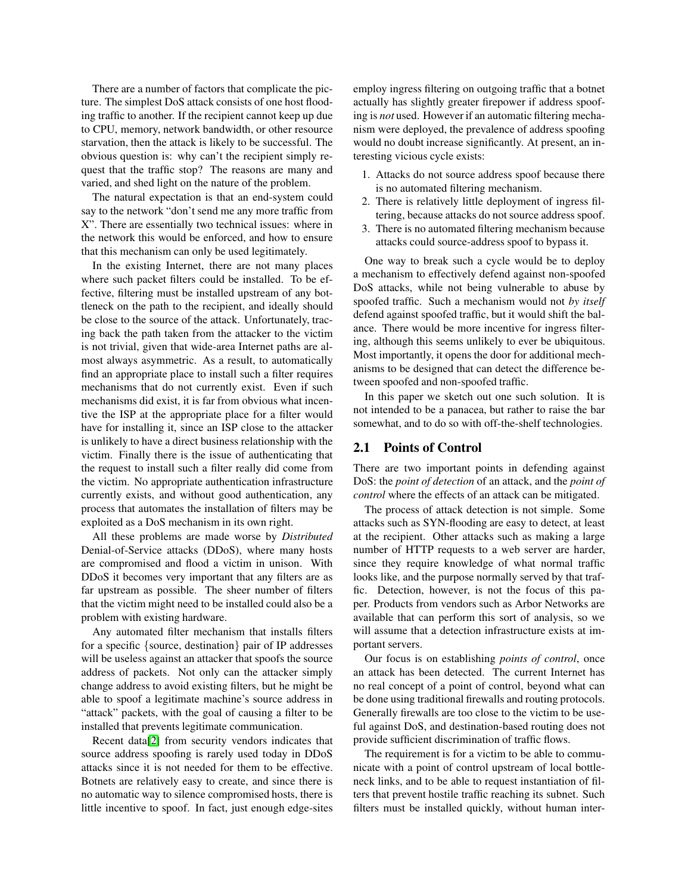There are a number of factors that complicate the picture. The simplest DoS attack consists of one host flooding traffic to another. If the recipient cannot keep up due to CPU, memory, network bandwidth, or other resource starvation, then the attack is likely to be successful. The obvious question is: why can't the recipient simply request that the traffic stop? The reasons are many and varied, and shed light on the nature of the problem.

The natural expectation is that an end-system could say to the network "don't send me any more traffic from X". There are essentially two technical issues: where in the network this would be enforced, and how to ensure that this mechanism can only be used legitimately.

In the existing Internet, there are not many places where such packet filters could be installed. To be effective, filtering must be installed upstream of any bottleneck on the path to the recipient, and ideally should be close to the source of the attack. Unfortunately, tracing back the path taken from the attacker to the victim is not trivial, given that wide-area Internet paths are almost always asymmetric. As a result, to automatically find an appropriate place to install such a filter requires mechanisms that do not currently exist. Even if such mechanisms did exist, it is far from obvious what incentive the ISP at the appropriate place for a filter would have for installing it, since an ISP close to the attacker is unlikely to have a direct business relationship with the victim. Finally there is the issue of authenticating that the request to install such a filter really did come from the victim. No appropriate authentication infrastructure currently exists, and without good authentication, any process that automates the installation of filters may be exploited as a DoS mechanism in its own right.

All these problems are made worse by *Distributed* Denial-of-Service attacks (DDoS), where many hosts are compromised and flood a victim in unison. With DDoS it becomes very important that any filters are as far upstream as possible. The sheer number of filters that the victim might need to be installed could also be a problem with existing hardware.

Any automated filter mechanism that installs filters for a specific {source, destination} pair of IP addresses will be useless against an attacker that spoofs the source address of packets. Not only can the attacker simply change address to avoid existing filters, but he might be able to spoof a legitimate machine's source address in "attack" packets, with the goal of causing a filter to be installed that prevents legitimate communication.

Recent data[2] from security vendors indicates that source address spoofing is rarely used today in DDoS attacks since it is not needed for them to be effective. Botnets are relatively easy to create, and since there is no automatic way to silence compromised hosts, there is little incentive to spoof. In fact, just enough edge-sites employ ingress filtering on outgoing traffic that a botnet actually has slightly greater firepower if address spoofing is *not* used. However if an automatic filtering mechanism were deployed, the prevalence of address spoofing would no doubt increase significantly. At present, an interesting vicious cycle exists:

1. Attacks do not source address spoof because there is no automated filtering mechanism.
2. There is relatively little deployment of ingress filtering, because attacks do not source address spoof.
3. There is no automated filtering mechanism because attacks could source-address spoof to bypass it.

One way to break such a cycle would be to deploy a mechanism to effectively defend against non-spoofed DoS attacks, while not being vulnerable to abuse by spoofed traffic. Such a mechanism would not *by itself* defend against spoofed traffic, but it would shift the balance. There would be more incentive for ingress filtering, although this seems unlikely to ever be ubiquitous. Most importantly, it opens the door for additional mechanisms to be designed that can detect the difference between spoofed and non-spoofed traffic.

In this paper we sketch out one such solution. It is not intended to be a panacea, but rather to raise the bar somewhat, and to do so with off-the-shelf technologies.

## 2.1 Points of Control

There are two important points in defending against DoS: the *point of detection* of an attack, and the *point of control* where the effects of an attack can be mitigated.

The process of attack detection is not simple. Some attacks such as SYN-flooding are easy to detect, at least at the recipient. Other attacks such as making a large number of HTTP requests to a web server are harder, since they require knowledge of what normal traffic looks like, and the purpose normally served by that traffic. Detection, however, is not the focus of this paper. Products from vendors such as Arbor Networks are available that can perform this sort of analysis, so we will assume that a detection infrastructure exists at important servers.

Our focus is on establishing *points of control*, once an attack has been detected. The current Internet has no real concept of a point of control, beyond what can be done using traditional firewalls and routing protocols. Generally firewalls are too close to the victim to be useful against DoS, and destination-based routing does not provide sufficient discrimination of traffic flows.

The requirement is for a victim to be able to communicate with a point of control upstream of local bottleneck links, and to be able to request instantiation of filters that prevent hostile traffic reaching its subnet. Such filters must be installed quickly, without human inter-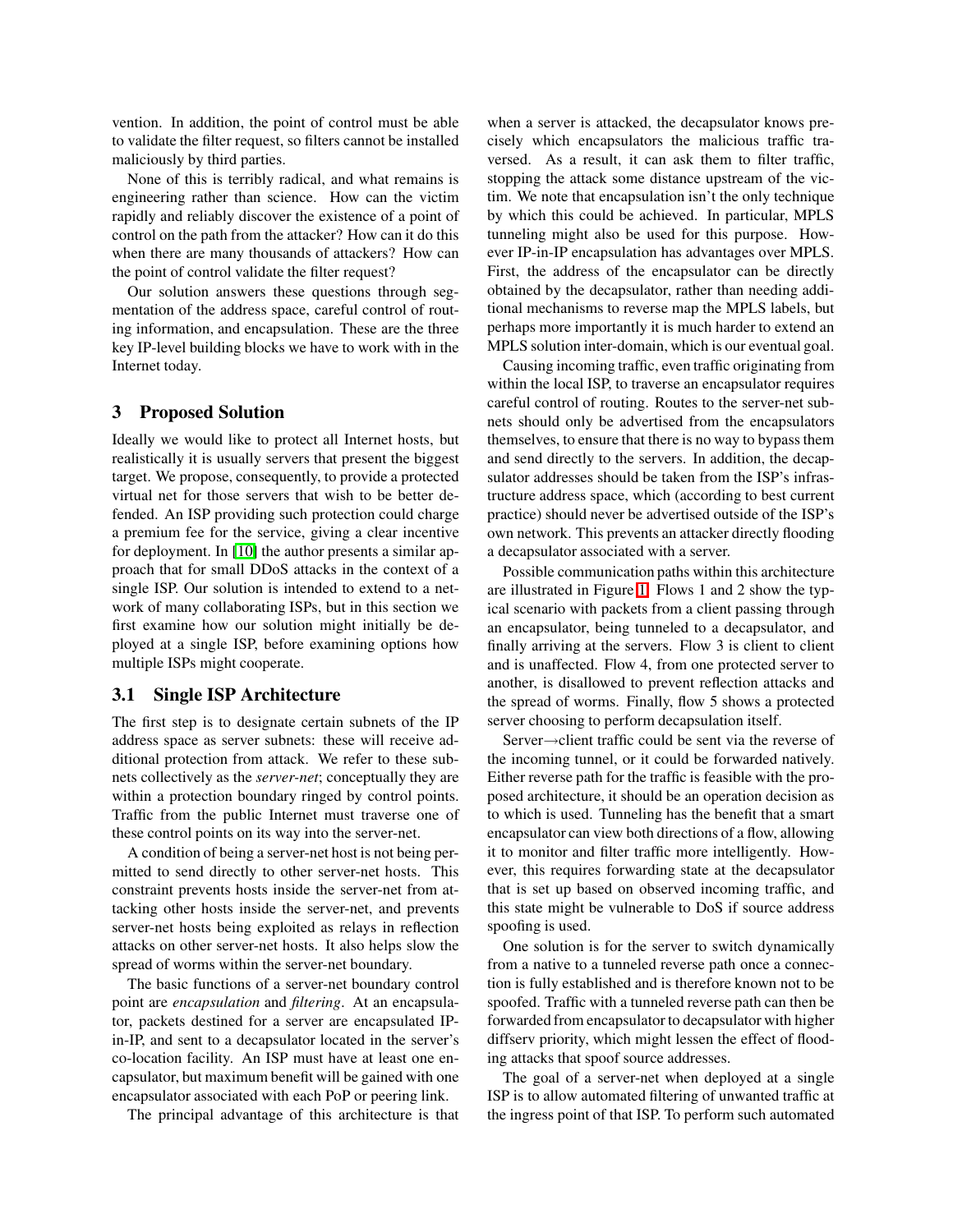vention. In addition, the point of control must be able to validate the filter request, so filters cannot be installed maliciously by third parties.

None of this is terribly radical, and what remains is engineering rather than science. How can the victim rapidly and reliably discover the existence of a point of control on the path from the attacker? How can it do this when there are many thousands of attackers? How can the point of control validate the filter request?

Our solution answers these questions through segmentation of the address space, careful control of routing information, and encapsulation. These are the three key IP-level building blocks we have to work with in the Internet today.

## 3 Proposed Solution

Ideally we would like to protect all Internet hosts, but realistically it is usually servers that present the biggest target. We propose, consequently, to provide a protected virtual net for those servers that wish to be better defended. An ISP providing such protection could charge a premium fee for the service, giving a clear incentive for deployment. In [10] the author presents a similar approach that for small DDoS attacks in the context of a single ISP. Our solution is intended to extend to a network of many collaborating ISPs, but in this section we first examine how our solution might initially be deployed at a single ISP, before examining options how multiple ISPs might cooperate.

### 3.1 Single ISP Architecture

The first step is to designate certain subnets of the IP address space as server subnets: these will receive additional protection from attack. We refer to these subnets collectively as the *server-net*; conceptually they are within a protection boundary ringed by control points. Traffic from the public Internet must traverse one of these control points on its way into the server-net.

A condition of being a server-net host is not being permitted to send directly to other server-net hosts. This constraint prevents hosts inside the server-net from attacking other hosts inside the server-net, and prevents server-net hosts being exploited as relays in reflection attacks on other server-net hosts. It also helps slow the spread of worms within the server-net boundary.

The basic functions of a server-net boundary control point are *encapsulation* and *filtering*. At an encapsulator, packets destined for a server are encapsulated IP-in-IP, and sent to a decapsulator located in the server's co-location facility. An ISP must have at least one encapsulator, but maximum benefit will be gained with one encapsulator associated with each PoP or peering link.

The principal advantage of this architecture is that when a server is attacked, the decapsulator knows precisely which encapsulators the malicious traffic traversed. As a result, it can ask them to filter traffic, stopping the attack some distance upstream of the victim. We note that encapsulation isn't the only technique by which this could be achieved. In particular, MPLS tunneling might also be used for this purpose. However IP-in-IP encapsulation has advantages over MPLS. First, the address of the encapsulator can be directly obtained by the decapsulator, rather than needing additional mechanisms to reverse map the MPLS labels, but perhaps more importantly it is much harder to extend an MPLS solution inter-domain, which is our eventual goal.

Causing incoming traffic, even traffic originating from within the local ISP, to traverse an encapsulator requires careful control of routing. Routes to the server-net subnets should only be advertised from the encapsulators themselves, to ensure that there is no way to bypass them and send directly to the servers. In addition, the decapsulator addresses should be taken from the ISP's infrastructure address space, which (according to best current practice) should never be advertised outside of the ISP's own network. This prevents an attacker directly flooding a decapsulator associated with a server.

Possible communication paths within this architecture are illustrated in Figure 1. Flows 1 and 2 show the typical scenario with packets from a client passing through an encapsulator, being tunneled to a decapsulator, and finally arriving at the servers. Flow 3 is client to client and is unaffected. Flow 4, from one protected server to another, is disallowed to prevent reflection attacks and the spread of worms. Finally, flow 5 shows a protected server choosing to perform decapsulation itself.

Server→client traffic could be sent via the reverse of the incoming tunnel, or it could be forwarded natively. Either reverse path for the traffic is feasible with the proposed architecture, it should be an operation decision as to which is used. Tunneling has the benefit that a smart encapsulator can view both directions of a flow, allowing it to monitor and filter traffic more intelligently. However, this requires forwarding state at the decapsulator that is set up based on observed incoming traffic, and this state might be vulnerable to DoS if source address spoofing is used.

One solution is for the server to switch dynamically from a native to a tunneled reverse path once a connection is fully established and is therefore known not to be spoofed. Traffic with a tunneled reverse path can then be forwarded from encapsulator to decapsulator with higher diffserv priority, which might lessen the effect of flooding attacks that spoof source addresses.

The goal of a server-net when deployed at a single ISP is to allow automated filtering of unwanted traffic at the ingress point of that ISP. To perform such automated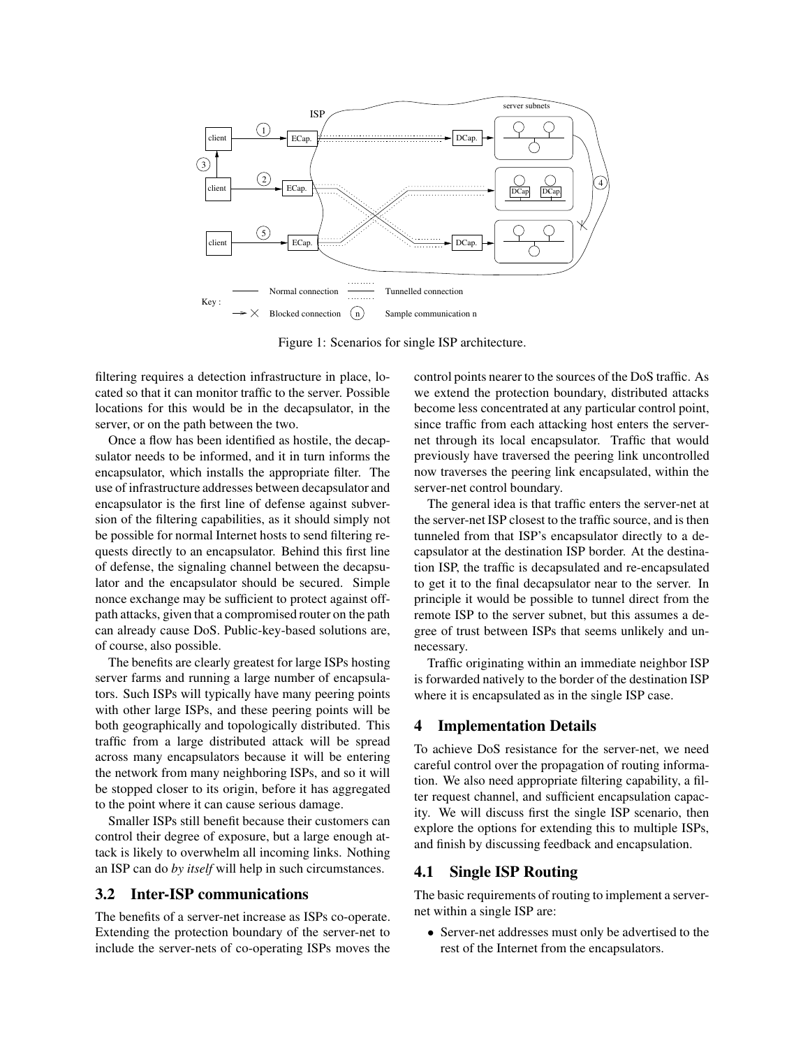Figure 1: Scenarios for single ISP architecture.

filtering requires a detection infrastructure in place, located so that it can monitor traffic to the server. Possible locations for this would be in the decapsulator, in the server, or on the path between the two.

Once a flow has been identified as hostile, the decapsulator needs to be informed, and it in turn informs the encapsulator, which installs the appropriate filter. The use of infrastructure addresses between decapsulator and encapsulator is the first line of defense against subversion of the filtering capabilities, as it should simply not be possible for normal Internet hosts to send filtering requests directly to an encapsulator. Behind this first line of defense, the signaling channel between the decapsulator and the encapsulator should be secured. Simple nonce exchange may be sufficient to protect against off-path attacks, given that a compromised router on the path can already cause DoS. Public-key-based solutions are, of course, also possible.

The benefits are clearly greatest for large ISPs hosting server farms and running a large number of encapsulators. Such ISPs will typically have many peering points with other large ISPs, and these peering points will be both geographically and topologically distributed. This traffic from a large distributed attack will be spread across many encapsulators because it will be entering the network from many neighboring ISPs, and so it will be stopped closer to its origin, before it has aggregated to the point where it can cause serious damage.

Smaller ISPs still benefit because their customers can control their degree of exposure, but a large enough attack is likely to overwhelm all incoming links. Nothing an ISP can do *by itself* will help in such circumstances.

### 3.2 Inter-ISP communications

The benefits of a server-net increase as ISPs co-operate. Extending the protection boundary of the server-net to include the server-nets of co-operating ISPs moves the control points nearer to the sources of the DoS traffic. As we extend the protection boundary, distributed attacks become less concentrated at any particular control point, since traffic from each attacking host enters the server-net through its local encapsulator. Traffic that would previously have traversed the peering link uncontrolled now traverses the peering link encapsulated, within the server-net control boundary.

The general idea is that traffic enters the server-net at the server-net ISP closest to the traffic source, and is then tunneled from that ISP's encapsulator directly to a decapsulator at the destination ISP border. At the destination ISP, the traffic is decapsulated and re-encapsulated to get it to the final decapsulator near to the server. In principle it would be possible to tunnel direct from the remote ISP to the server subnet, but this assumes a degree of trust between ISPs that seems unlikely and unnecessary.

Traffic originating within an immediate neighbor ISP is forwarded natively to the border of the destination ISP where it is encapsulated as in the single ISP case.

## 4 Implementation Details

To achieve DoS resistance for the server-net, we need careful control over the propagation of routing information. We also need appropriate filtering capability, a filter request channel, and sufficient encapsulation capacity. We will discuss first the single ISP scenario, then explore the options for extending this to multiple ISPs, and finish by discussing feedback and encapsulation.

### 4.1 Single ISP Routing

The basic requirements of routing to implement a server-net within a single ISP are:

- Server-net addresses must only be advertised to the rest of the Internet from the encapsulators.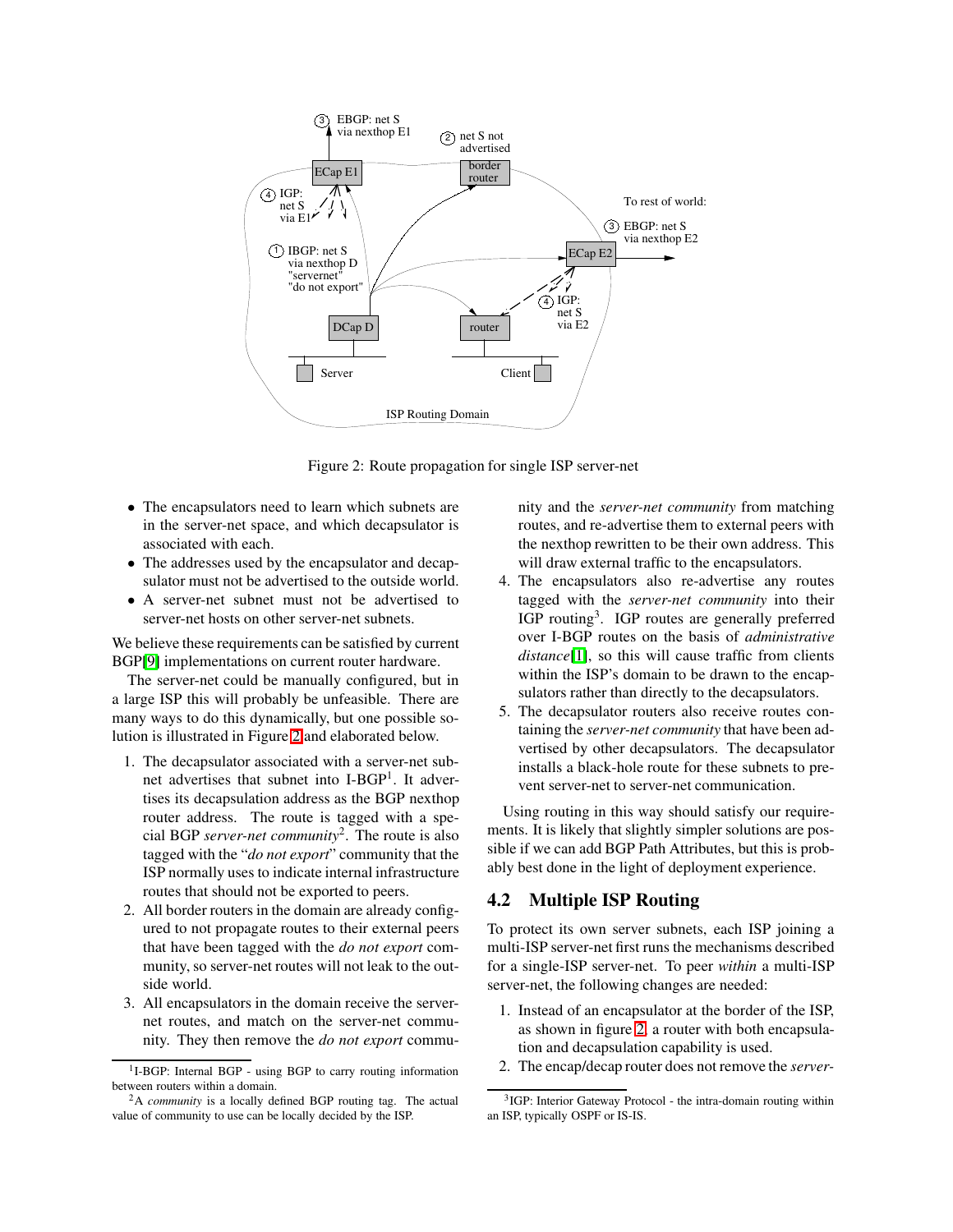Figure 2: Route propagation for single ISP server-net

- The encapsulators need to learn which subnets are in the server-net space, and which decapsulator is associated with each.
- The addresses used by the encapsulator and decapsulator must not be advertised to the outside world.
- A server-net subnet must not be advertised to server-net hosts on other server-net subnets.

We believe these requirements can be satisfied by current BGP[9] implementations on current router hardware.

The server-net could be manually configured, but in a large ISP this will probably be unfeasible. There are many ways to do this dynamically, but one possible solution is illustrated in Figure 2 and elaborated below.

1. The decapsulator associated with a server-net subnet advertises that subnet into I-BGP[1]. It advertises its decapsulation address as the BGP nexthop router address. The route is tagged with a special BGP *server-net community*[2]. The route is also tagged with the "*do not export*" community that the ISP normally uses to indicate internal infrastructure routes that should not be exported to peers.
2. All border routers in the domain are already configured to not propagate routes to their external peers that have been tagged with the *do not export* community, so server-net routes will not leak to the outside world.
3. All encapsulators in the domain receive the server-net routes, and match on the server-net community. They then remove the *do not export* community and the *server-net community* from matching routes, and re-advertise them to external peers with the nexthop rewritten to be their own address. This will draw external traffic to the encapsulators.
4. The encapsulators also re-advertise any routes tagged with the *server-net community* into their IGP routing[3]. IGP routes are generally preferred over I-BGP routes on the basis of *administrative distance*[1], so this will cause traffic from clients within the ISP's domain to be drawn to the encapsulators rather than directly to the decapsulators.
5. The decapsulator routers also receive routes containing the *server-net community* that have been advertised by other decapsulators. The decapsulator installs a black-hole route for these subnets to prevent server-net to server-net communication.

Using routing in this way should satisfy our requirements. It is likely that slightly simpler solutions are possible if we can add BGP Path Attributes, but this is probably best done in the light of deployment experience.

## 4.2 Multiple ISP Routing

To protect its own server subnets, each ISP joining a multi-ISP server-net first runs the mechanisms described for a single-ISP server-net. To peer *within* a multi-ISP server-net, the following changes are needed:

1. Instead of an encapsulator at the border of the ISP, as shown in figure 2, a router with both encapsulation and decapsulation capability is used.
2. The encap/decap router does not remove the *server-*

[1] I-BGP: Internal BGP - using BGP to carry routing information between routers within a domain.

[2] A *community* is a locally defined BGP routing tag. The actual value of community to use can be locally decided by the ISP.

[3] IGP: Interior Gateway Protocol - the intra-domain routing within an ISP, typically OSPF or IS-IS.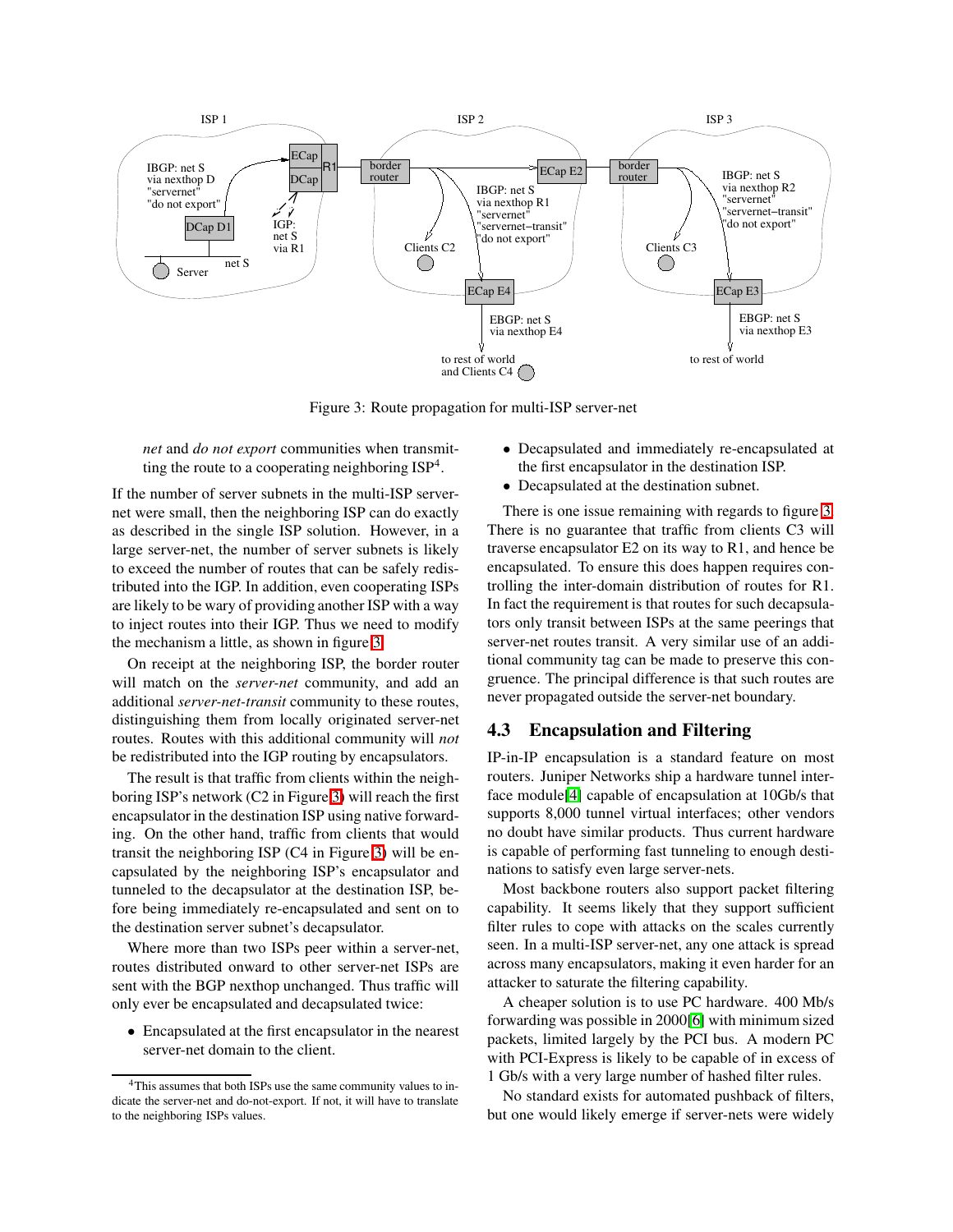Figure 3: Route propagation for multi-ISP server-net

*net* and *do not export* communities when transmitting the route to a cooperating neighboring ISP[4].

If the number of server subnets in the multi-ISP server-net were small, then the neighboring ISP can do exactly as described in the single ISP solution. However, in a large server-net, the number of server subnets is likely to exceed the number of routes that can be safely redistributed into the IGP. In addition, even cooperating ISPs are likely to be wary of providing another ISP with a way to inject routes into their IGP. Thus we need to modify the mechanism a little, as shown in figure 3.

On receipt at the neighboring ISP, the border router will match on the *server-net* community, and add an additional *server-net-transit* community to these routes, distinguishing them from locally originated server-net routes. Routes with this additional community will *not* be redistributed into the IGP routing by encapsulators.

The result is that traffic from clients within the neighboring ISP's network (C2 in Figure 3) will reach the first encapsulator in the destination ISP using native forwarding. On the other hand, traffic from clients that would transit the neighboring ISP (C4 in Figure 3) will be encapsulated by the neighboring ISP's encapsulator and tunneled to the decapsulator at the destination ISP, before being immediately re-encapsulated and sent on to the destination server subnet's decapsulator.

Where more than two ISPs peer within a server-net, routes distributed onward to other server-net ISPs are sent with the BGP nexthop unchanged. Thus traffic will only ever be encapsulated and decapsulated twice:

- Encapsulated at the first encapsulator in the nearest server-net domain to the client.
- Decapsulated and immediately re-encapsulated at the first encapsulator in the destination ISP.
- Decapsulated at the destination subnet.

There is one issue remaining with regards to figure 3. There is no guarantee that traffic from clients C3 will traverse encapsulator E2 on its way to R1, and hence be encapsulated. To ensure this does happen requires controlling the inter-domain distribution of routes for R1. In fact the requirement is that routes for such decapsulators only transit between ISPs at the same peerings that server-net routes transit. A very similar use of an additional community tag can be made to preserve this congruence. The principal difference is that such routes are never propagated outside the server-net boundary.

## 4.3 Encapsulation and Filtering

IP-in-IP encapsulation is a standard feature on most routers. Juniper Networks ship a hardware tunnel interface module[4] capable of encapsulation at 10Gb/s that supports 8,000 tunnel virtual interfaces; other vendors no doubt have similar products. Thus current hardware is capable of performing fast tunneling to enough destinations to satisfy even large server-nets.

Most backbone routers also support packet filtering capability. It seems likely that they support sufficient filter rules to cope with attacks on the scales currently seen. In a multi-ISP server-net, any one attack is spread across many encapsulators, making it even harder for an attacker to saturate the filtering capability.

A cheaper solution is to use PC hardware. 400 Mb/s forwarding was possible in 2000[6] with minimum sized packets, limited largely by the PCI bus. A modern PC with PCI-Express is likely to be capable of in excess of 1 Gb/s with a very large number of hashed filter rules.

No standard exists for automated pushback of filters, but one would likely emerge if server-nets were widely

[4] This assumes that both ISPs use the same community values to indicate the server-net and do-not-export. If not, it will have to translate to the neighboring ISPs values.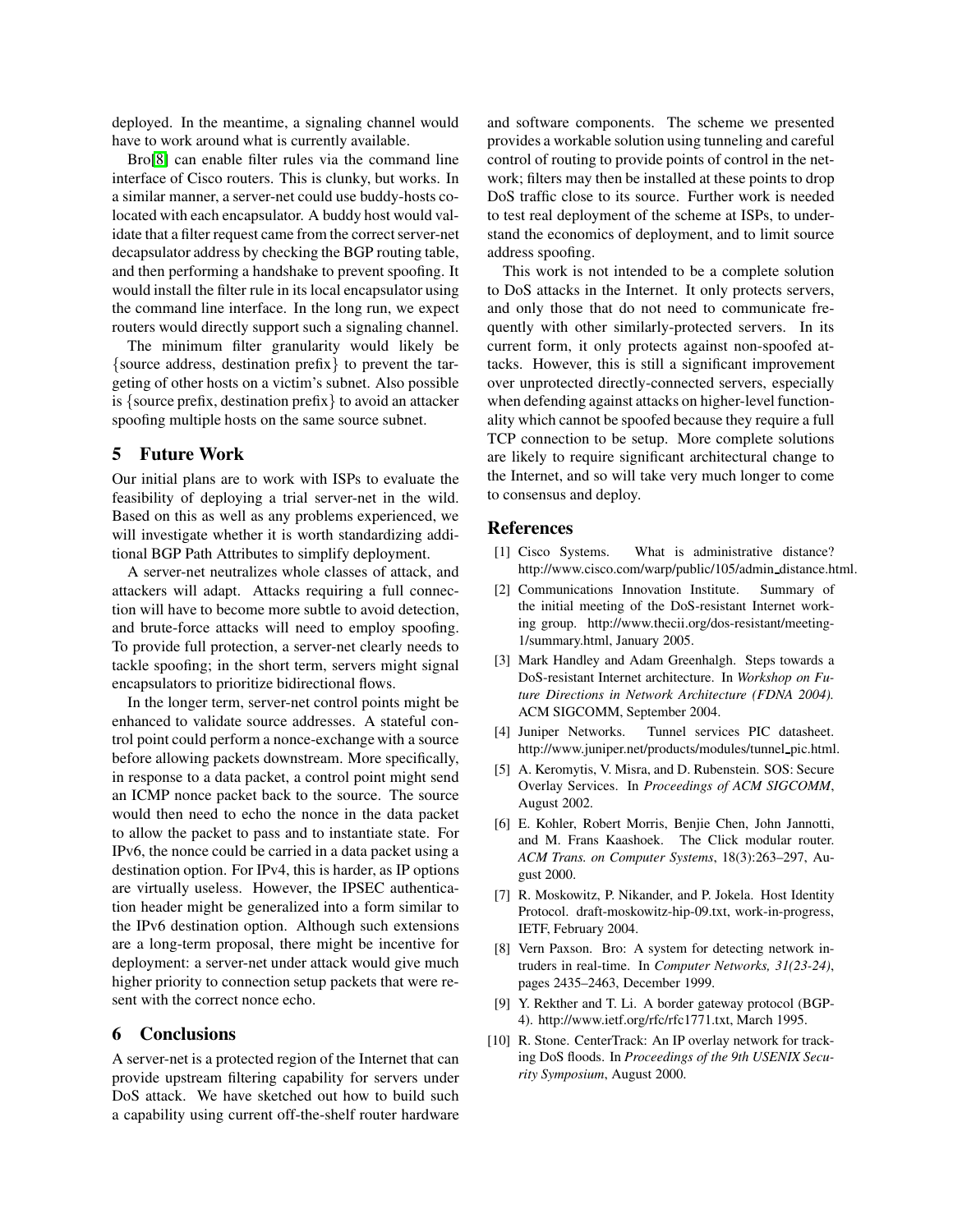deployed. In the meantime, a signaling channel would have to work around what is currently available.

Bro[8] can enable filter rules via the command line interface of Cisco routers. This is clunky, but works. In a similar manner, a server-net could use buddy-hosts colocated with each encapsulator. A buddy host would validate that a filter request came from the correct server-net decapsulator address by checking the BGP routing table, and then performing a handshake to prevent spoofing. It would install the filter rule in its local encapsulator using the command line interface. In the long run, we expect routers would directly support such a signaling channel.

The minimum filter granularity would likely be {source address, destination prefix} to prevent the targeting of other hosts on a victim's subnet. Also possible is {source prefix, destination prefix} to avoid an attacker spoofing multiple hosts on the same source subnet.

## 5 Future Work

Our initial plans are to work with ISPs to evaluate the feasibility of deploying a trial server-net in the wild. Based on this as well as any problems experienced, we will investigate whether it is worth standardizing additional BGP Path Attributes to simplify deployment.

A server-net neutralizes whole classes of attack, and attackers will adapt. Attacks requiring a full connection will have to become more subtle to avoid detection, and brute-force attacks will need to employ spoofing. To provide full protection, a server-net clearly needs to tackle spoofing; in the short term, servers might signal encapsulators to prioritize bidirectional flows.

In the longer term, server-net control points might be enhanced to validate source addresses. A stateful control point could perform a nonce-exchange with a source before allowing packets downstream. More specifically, in response to a data packet, a control point might send an ICMP nonce packet back to the source. The source would then need to echo the nonce in the data packet to allow the packet to pass and to instantiate state. For IPv6, the nonce could be carried in a data packet using a destination option. For IPv4, this is harder, as IP options are virtually useless. However, the IPSEC authentication header might be generalized into a form similar to the IPv6 destination option. Although such extensions are a long-term proposal, there might be incentive for deployment: a server-net under attack would give much higher priority to connection setup packets that were resent with the correct nonce echo.

## 6 Conclusions

A server-net is a protected region of the Internet that can provide upstream filtering capability for servers under DoS attack. We have sketched out how to build such a capability using current off-the-shelf router hardware and software components. The scheme we presented provides a workable solution using tunneling and careful control of routing to provide points of control in the network; filters may then be installed at these points to drop DoS traffic close to its source. Further work is needed to test real deployment of the scheme at ISPs, to understand the economics of deployment, and to limit source address spoofing.

This work is not intended to be a complete solution to DoS attacks in the Internet. It only protects servers, and only those that do not need to communicate frequently with other similarly-protected servers. In its current form, it only protects against non-spoofed attacks. However, this is still a significant improvement over unprotected directly-connected servers, especially when defending against attacks on higher-level functionality which cannot be spoofed because they require a full TCP connection to be setup. More complete solutions are likely to require significant architectural change to the Internet, and so will take very much longer to come to consensus and deploy.

## References

[1] Cisco Systems. What is administrative distance? http://www.cisco.com/warp/public/105/admin_distance.html.

[2] Communications Innovation Institute. Summary of the initial meeting of the DoS-resistant Internet working group. http://www.thecii.org/dos-resistant/meeting-1/summary.html, January 2005.

[3] Mark Handley and Adam Greenhalgh. Steps towards a DoS-resistant Internet architecture. In *Workshop on Future Directions in Network Architecture (FDNA 2004)*. ACM SIGCOMM, September 2004.

[4] Juniper Networks. Tunnel services PIC datasheet. http://www.juniper.net/products/modules/tunnel_pic.html.

[5] A. Keromytis, V. Misra, and D. Rubenstein. SOS: Secure Overlay Services. In *Proceedings of ACM SIGCOMM*, August 2002.

[6] E. Kohler, Robert Morris, Benjie Chen, John Jannotti, and M. Frans Kaashoek. The Click modular router. *ACM Trans. on Computer Systems*, 18(3):263–297, August 2000.

[7] R. Moskowitz, P. Nikander, and P. Jokela. Host Identity Protocol. draft-moskowitz-hip-09.txt, work-in-progress, IETF, February 2004.

[8] Vern Paxson. Bro: A system for detecting network intruders in real-time. In *Computer Networks, 31(23-24)*, pages 2435–2463, December 1999.

[9] Y. Rekther and T. Li. A border gateway protocol (BGP-4). http://www.ietf.org/rfc/rfc1771.txt, March 1995.

[10] R. Stone. CenterTrack: An IP overlay network for tracking DoS floods. In *Proceedings of the 9th USENIX Security Symposium*, August 2000.